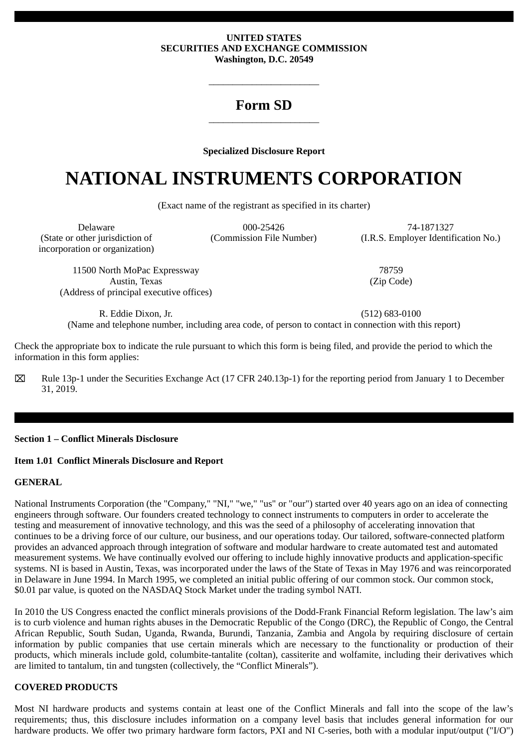**UNITED STATES**
**SECURITIES AND EXCHANGE COMMISSION**
**Washington, D.C. 20549**

---

# Form SD

---

**Specialized Disclosure Report**

# NATIONAL INSTRUMENTS CORPORATION

(Exact name of the registrant as specified in its charter)

| Delaware | 000-25426 | 74-1871327 |
|---|---|---|
| (State or other jurisdiction of incorporation or organization) | (Commission File Number) | (I.R.S. Employer Identification No.) |

| 11500 North MoPac Expressway Austin, Texas | 78759 |
|---|---|
| (Address of principal executive offices) | (Zip Code) |

| R. Eddie Dixon, Jr. | (512) 683-0100 |
|---|---|

(Name and telephone number, including area code, of person to contact in connection with this report)

Check the appropriate box to indicate the rule pursuant to which this form is being filed, and provide the period to which the information in this form applies:

☒ Rule 13p-1 under the Securities Exchange Act (17 CFR 240.13p-1) for the reporting period from January 1 to December 31, 2019.

---

**Section 1 – Conflict Minerals Disclosure**

**Item 1.01 Conflict Minerals Disclosure and Report**

**GENERAL**

National Instruments Corporation (the "Company," "NI," "we," "us" or "our") started over 40 years ago on an idea of connecting engineers through software. Our founders created technology to connect instruments to computers in order to accelerate the testing and measurement of innovative technology, and this was the seed of a philosophy of accelerating innovation that continues to be a driving force of our culture, our business, and our operations today. Our tailored, software-connected platform provides an advanced approach through integration of software and modular hardware to create automated test and automated measurement systems. We have continually evolved our offering to include highly innovative products and application-specific systems. NI is based in Austin, Texas, was incorporated under the laws of the State of Texas in May 1976 and was reincorporated in Delaware in June 1994. In March 1995, we completed an initial public offering of our common stock. Our common stock, $0.01 par value, is quoted on the NASDAQ Stock Market under the trading symbol NATI.

In 2010 the US Congress enacted the conflict minerals provisions of the Dodd-Frank Financial Reform legislation. The law's aim is to curb violence and human rights abuses in the Democratic Republic of the Congo (DRC), the Republic of Congo, the Central African Republic, South Sudan, Uganda, Rwanda, Burundi, Tanzania, Zambia and Angola by requiring disclosure of certain information by public companies that use certain minerals which are necessary to the functionality or production of their products, which minerals include gold, columbite-tantalite (coltan), cassiterite and wolfamite, including their derivatives which are limited to tantalum, tin and tungsten (collectively, the "Conflict Minerals").

**COVERED PRODUCTS**

Most NI hardware products and systems contain at least one of the Conflict Minerals and fall into the scope of the law's requirements; thus, this disclosure includes information on a company level basis that includes general information for our hardware products. We offer two primary hardware form factors, PXI and NI C-series, both with a modular input/output ("I/O")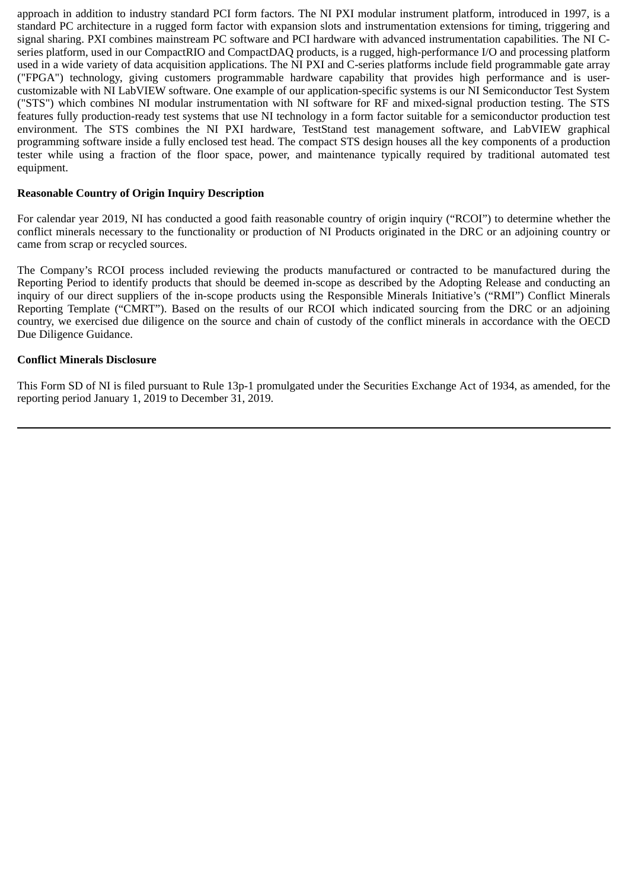approach in addition to industry standard PCI form factors. The NI PXI modular instrument platform, introduced in 1997, is a standard PC architecture in a rugged form factor with expansion slots and instrumentation extensions for timing, triggering and signal sharing. PXI combines mainstream PC software and PCI hardware with advanced instrumentation capabilities. The NI C-series platform, used in our CompactRIO and CompactDAQ products, is a rugged, high-performance I/O and processing platform used in a wide variety of data acquisition applications. The NI PXI and C-series platforms include field programmable gate array ("FPGA") technology, giving customers programmable hardware capability that provides high performance and is user-customizable with NI LabVIEW software. One example of our application-specific systems is our NI Semiconductor Test System ("STS") which combines NI modular instrumentation with NI software for RF and mixed-signal production testing. The STS features fully production-ready test systems that use NI technology in a form factor suitable for a semiconductor production test environment. The STS combines the NI PXI hardware, TestStand test management software, and LabVIEW graphical programming software inside a fully enclosed test head. The compact STS design houses all the key components of a production tester while using a fraction of the floor space, power, and maintenance typically required by traditional automated test equipment.

**Reasonable Country of Origin Inquiry Description**

For calendar year 2019, NI has conducted a good faith reasonable country of origin inquiry ("RCOI") to determine whether the conflict minerals necessary to the functionality or production of NI Products originated in the DRC or an adjoining country or came from scrap or recycled sources.

The Company's RCOI process included reviewing the products manufactured or contracted to be manufactured during the Reporting Period to identify products that should be deemed in-scope as described by the Adopting Release and conducting an inquiry of our direct suppliers of the in-scope products using the Responsible Minerals Initiative's ("RMI") Conflict Minerals Reporting Template ("CMRT"). Based on the results of our RCOI which indicated sourcing from the DRC or an adjoining country, we exercised due diligence on the source and chain of custody of the conflict minerals in accordance with the OECD Due Diligence Guidance.

**Conflict Minerals Disclosure**

This Form SD of NI is filed pursuant to Rule 13p-1 promulgated under the Securities Exchange Act of 1934, as amended, for the reporting period January 1, 2019 to December 31, 2019.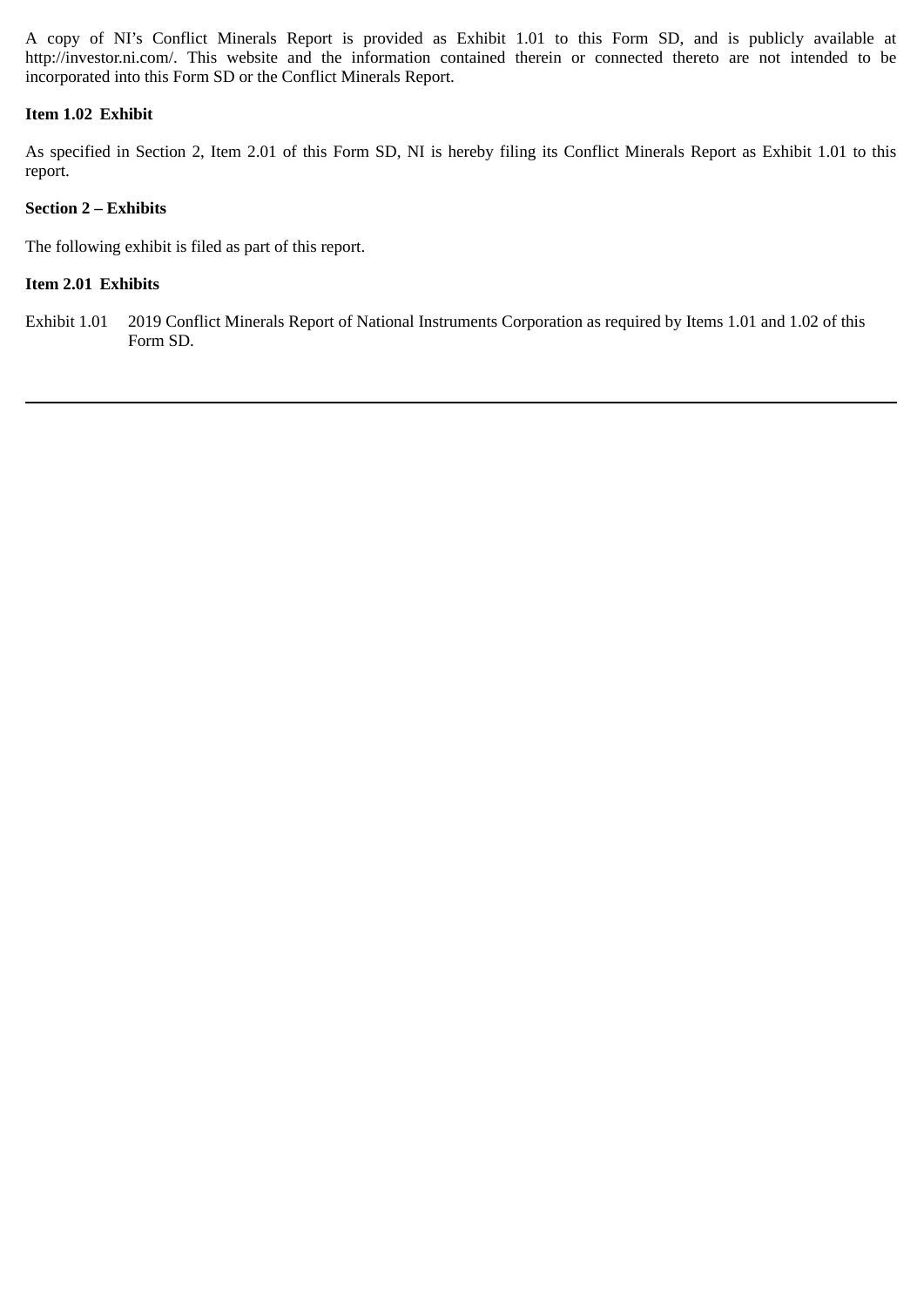A copy of NI's Conflict Minerals Report is provided as Exhibit 1.01 to this Form SD, and is publicly available at http://investor.ni.com/. This website and the information contained therein or connected thereto are not intended to be incorporated into this Form SD or the Conflict Minerals Report.

**Item 1.02 Exhibit**

As specified in Section 2, Item 2.01 of this Form SD, NI is hereby filing its Conflict Minerals Report as Exhibit 1.01 to this report.

**Section 2 – Exhibits**

The following exhibit is filed as part of this report.

**Item 2.01 Exhibits**

Exhibit 1.01 2019 Conflict Minerals Report of National Instruments Corporation as required by Items 1.01 and 1.02 of this Form SD.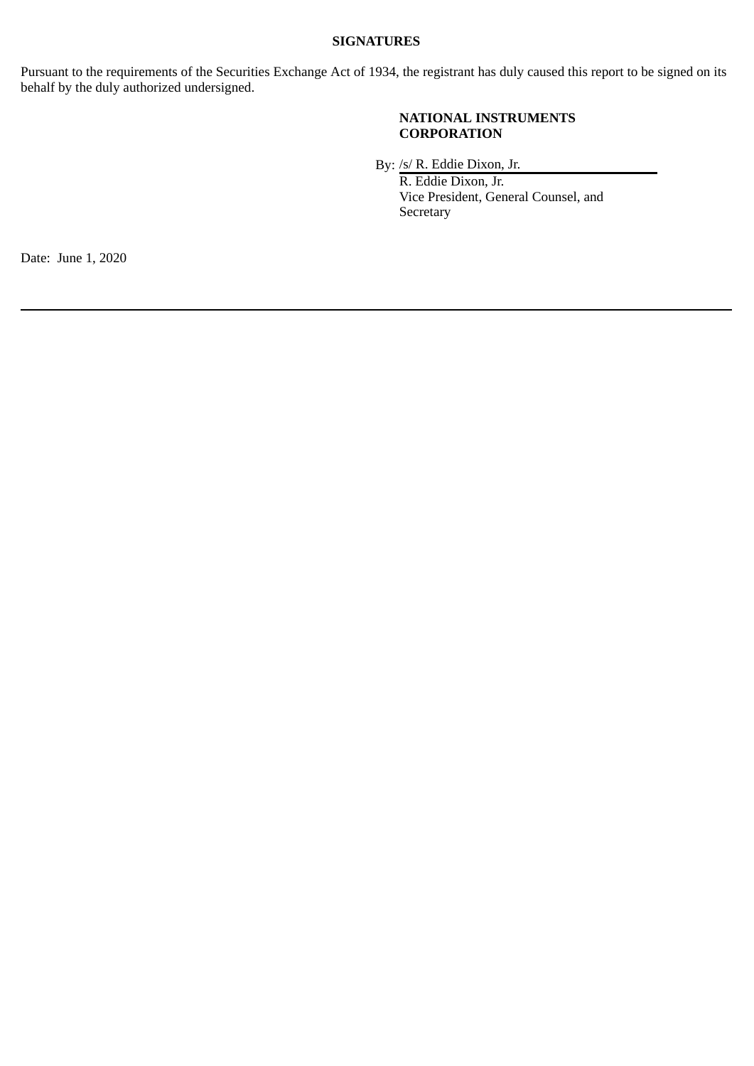**SIGNATURES**

Pursuant to the requirements of the Securities Exchange Act of 1934, the registrant has duly caused this report to be signed on its behalf by the duly authorized undersigned.

**NATIONAL INSTRUMENTS CORPORATION**

By: /s/ R. Eddie Dixon, Jr.
R. Eddie Dixon, Jr.
Vice President, General Counsel, and Secretary

Date: June 1, 2020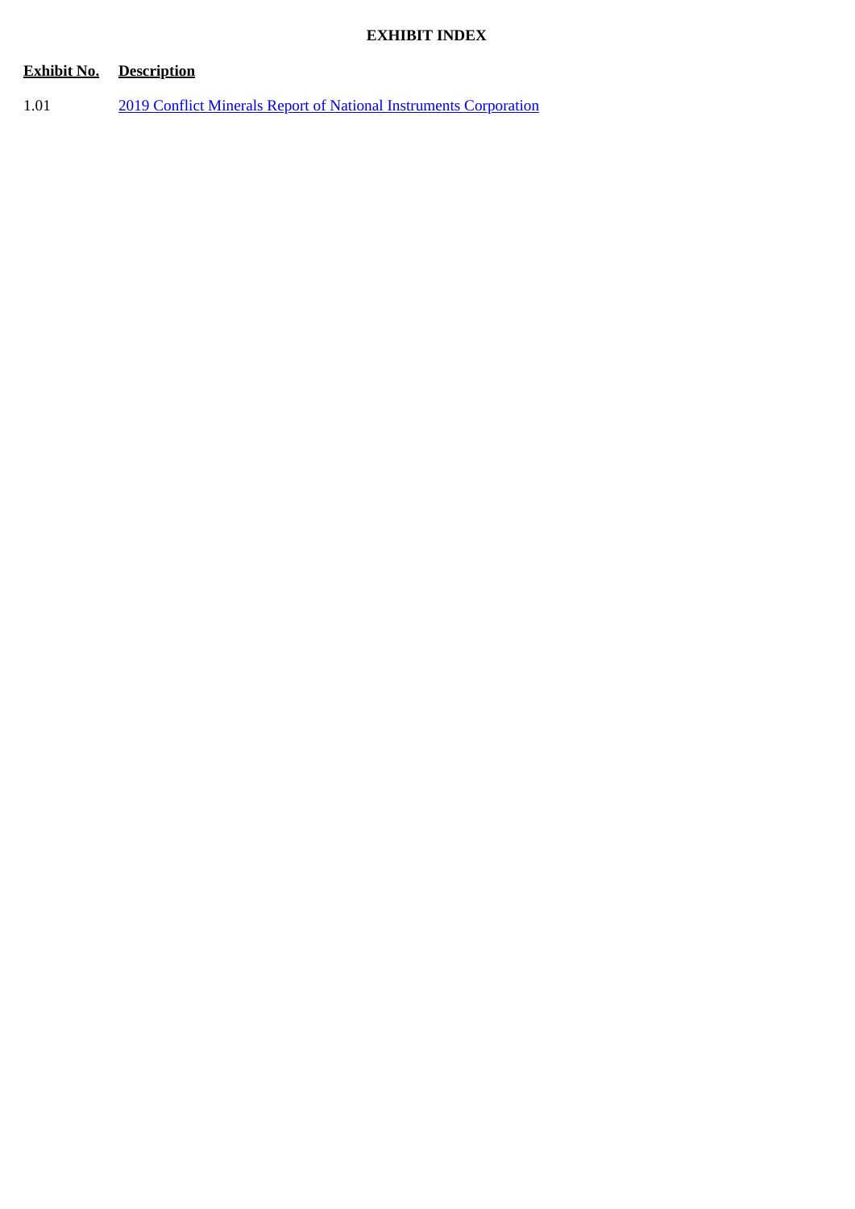# EXHIBIT INDEX

| Exhibit No. | Description |
| --- | --- |
| 1.01 | 2019 Conflict Minerals Report of National Instruments Corporation |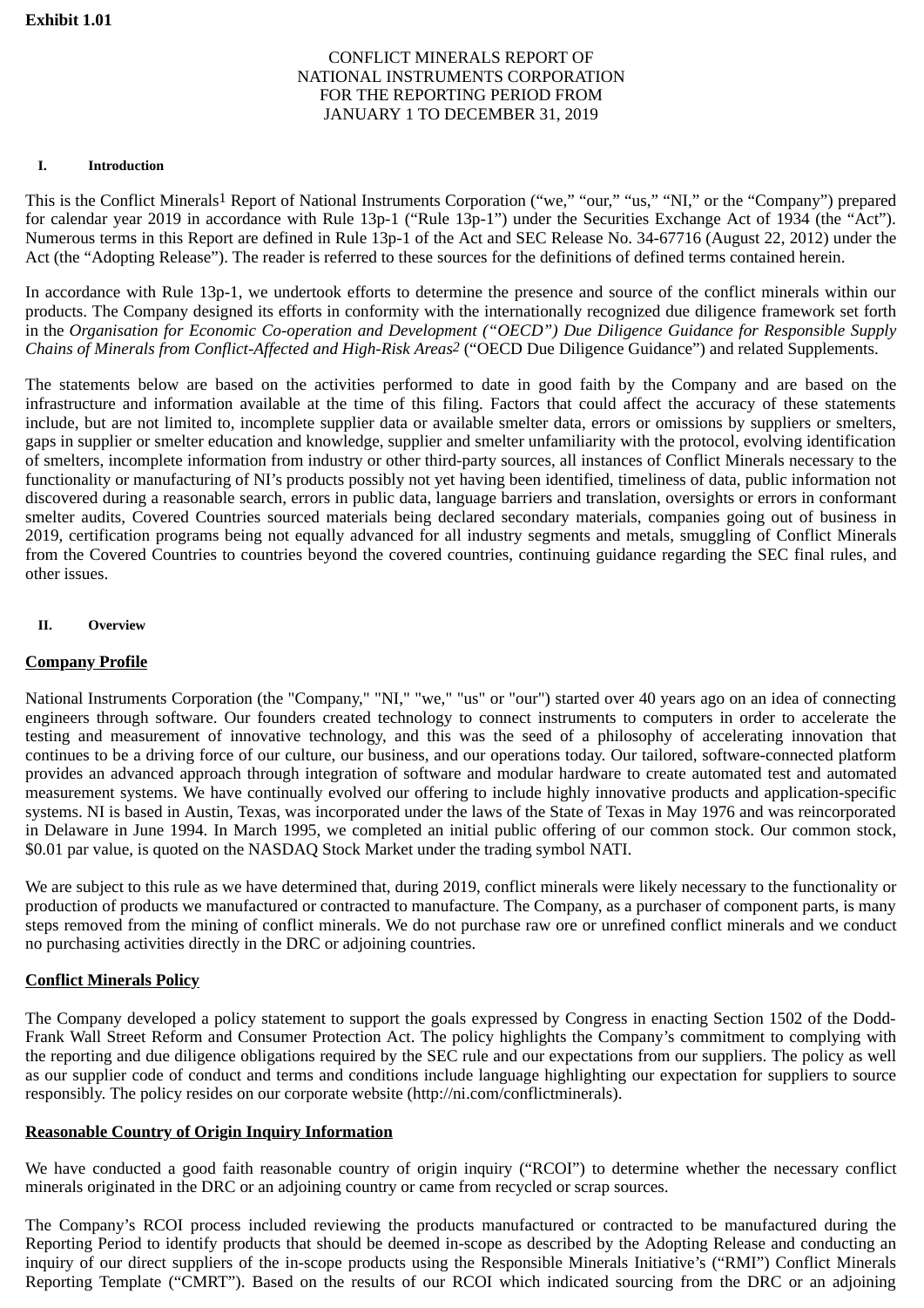**Exhibit 1.01**

CONFLICT MINERALS REPORT OF
NATIONAL INSTRUMENTS CORPORATION
FOR THE REPORTING PERIOD FROM
JANUARY 1 TO DECEMBER 31, 2019

## I. Introduction

This is the Conflict Minerals[1] Report of National Instruments Corporation ("we," "our," "us," "NI," or the "Company") prepared for calendar year 2019 in accordance with Rule 13p-1 ("Rule 13p-1") under the Securities Exchange Act of 1934 (the "Act"). Numerous terms in this Report are defined in Rule 13p-1 of the Act and SEC Release No. 34-67716 (August 22, 2012) under the Act (the "Adopting Release"). The reader is referred to these sources for the definitions of defined terms contained herein.

In accordance with Rule 13p-1, we undertook efforts to determine the presence and source of the conflict minerals within our products. The Company designed its efforts in conformity with the internationally recognized due diligence framework set forth in the *Organisation for Economic Co-operation and Development ("OECD") Due Diligence Guidance for Responsible Supply Chains of Minerals from Conflict-Affected and High-Risk Areas*[2] ("OECD Due Diligence Guidance") and related Supplements.

The statements below are based on the activities performed to date in good faith by the Company and are based on the infrastructure and information available at the time of this filing. Factors that could affect the accuracy of these statements include, but are not limited to, incomplete supplier data or available smelter data, errors or omissions by suppliers or smelters, gaps in supplier or smelter education and knowledge, supplier and smelter unfamiliarity with the protocol, evolving identification of smelters, incomplete information from industry or other third-party sources, all instances of Conflict Minerals necessary to the functionality or manufacturing of NI's products possibly not yet having been identified, timeliness of data, public information not discovered during a reasonable search, errors in public data, language barriers and translation, oversights or errors in conformant smelter audits, Covered Countries sourced materials being declared secondary materials, companies going out of business in 2019, certification programs being not equally advanced for all industry segments and metals, smuggling of Conflict Minerals from the Covered Countries to countries beyond the covered countries, continuing guidance regarding the SEC final rules, and other issues.

## II. Overview

### Company Profile

National Instruments Corporation (the "Company," "NI," "we," "us" or "our") started over 40 years ago on an idea of connecting engineers through software. Our founders created technology to connect instruments to computers in order to accelerate the testing and measurement of innovative technology, and this was the seed of a philosophy of accelerating innovation that continues to be a driving force of our culture, our business, and our operations today. Our tailored, software-connected platform provides an advanced approach through integration of software and modular hardware to create automated test and automated measurement systems. We have continually evolved our offering to include highly innovative products and application-specific systems. NI is based in Austin, Texas, was incorporated under the laws of the State of Texas in May 1976 and was reincorporated in Delaware in June 1994. In March 1995, we completed an initial public offering of our common stock. Our common stock, $0.01 par value, is quoted on the NASDAQ Stock Market under the trading symbol NATI.

We are subject to this rule as we have determined that, during 2019, conflict minerals were likely necessary to the functionality or production of products we manufactured or contracted to manufacture. The Company, as a purchaser of component parts, is many steps removed from the mining of conflict minerals. We do not purchase raw ore or unrefined conflict minerals and we conduct no purchasing activities directly in the DRC or adjoining countries.

### Conflict Minerals Policy

The Company developed a policy statement to support the goals expressed by Congress in enacting Section 1502 of the Dodd-Frank Wall Street Reform and Consumer Protection Act. The policy highlights the Company's commitment to complying with the reporting and due diligence obligations required by the SEC rule and our expectations from our suppliers. The policy as well as our supplier code of conduct and terms and conditions include language highlighting our expectation for suppliers to source responsibly. The policy resides on our corporate website (http://ni.com/conflictminerals).

### Reasonable Country of Origin Inquiry Information

We have conducted a good faith reasonable country of origin inquiry ("RCOI") to determine whether the necessary conflict minerals originated in the DRC or an adjoining country or came from recycled or scrap sources.

The Company's RCOI process included reviewing the products manufactured or contracted to be manufactured during the Reporting Period to identify products that should be deemed in-scope as described by the Adopting Release and conducting an inquiry of our direct suppliers of the in-scope products using the Responsible Minerals Initiative's ("RMI") Conflict Minerals Reporting Template ("CMRT"). Based on the results of our RCOI which indicated sourcing from the DRC or an adjoining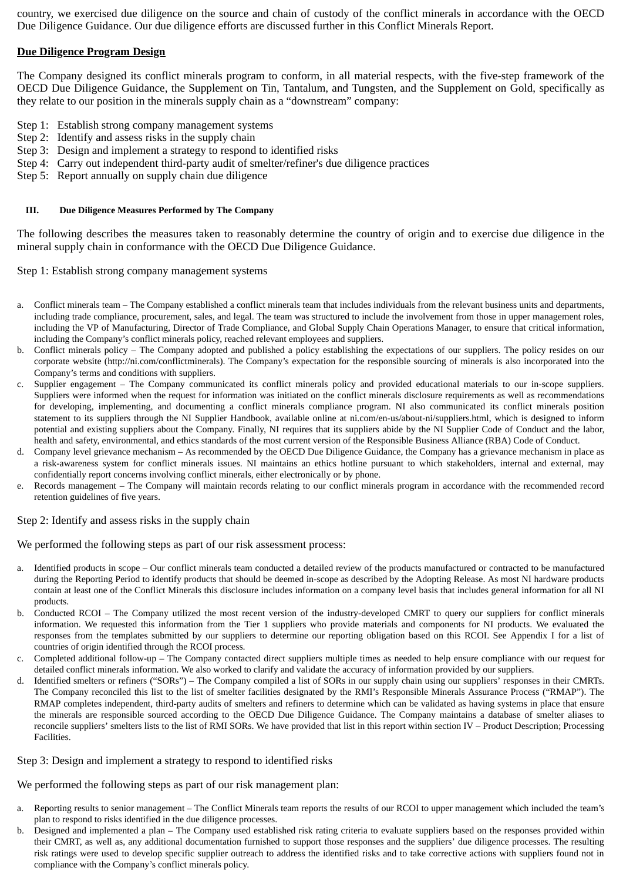country, we exercised due diligence on the source and chain of custody of the conflict minerals in accordance with the OECD Due Diligence Guidance. Our due diligence efforts are discussed further in this Conflict Minerals Report.

**Due Diligence Program Design**

The Company designed its conflict minerals program to conform, in all material respects, with the five-step framework of the OECD Due Diligence Guidance, the Supplement on Tin, Tantalum, and Tungsten, and the Supplement on Gold, specifically as they relate to our position in the minerals supply chain as a "downstream" company:

Step 1: Establish strong company management systems
Step 2: Identify and assess risks in the supply chain
Step 3: Design and implement a strategy to respond to identified risks
Step 4: Carry out independent third-party audit of smelter/refiner's due diligence practices
Step 5: Report annually on supply chain due diligence

## III. Due Diligence Measures Performed by The Company

The following describes the measures taken to reasonably determine the country of origin and to exercise due diligence in the mineral supply chain in conformance with the OECD Due Diligence Guidance.

Step 1: Establish strong company management systems

a. Conflict minerals team – The Company established a conflict minerals team that includes individuals from the relevant business units and departments, including trade compliance, procurement, sales, and legal. The team was structured to include the involvement from those in upper management roles, including the VP of Manufacturing, Director of Trade Compliance, and Global Supply Chain Operations Manager, to ensure that critical information, including the Company's conflict minerals policy, reached relevant employees and suppliers.
b. Conflict minerals policy – The Company adopted and published a policy establishing the expectations of our suppliers. The policy resides on our corporate website (http://ni.com/conflictminerals). The Company's expectation for the responsible sourcing of minerals is also incorporated into the Company's terms and conditions with suppliers.
c. Supplier engagement – The Company communicated its conflict minerals policy and provided educational materials to our in-scope suppliers. Suppliers were informed when the request for information was initiated on the conflict minerals disclosure requirements as well as recommendations for developing, implementing, and documenting a conflict minerals compliance program. NI also communicated its conflict minerals position statement to its suppliers through the NI Supplier Handbook, available online at ni.com/en-us/about-ni/suppliers.html, which is designed to inform potential and existing suppliers about the Company. Finally, NI requires that its suppliers abide by the NI Supplier Code of Conduct and the labor, health and safety, environmental, and ethics standards of the most current version of the Responsible Business Alliance (RBA) Code of Conduct.
d. Company level grievance mechanism – As recommended by the OECD Due Diligence Guidance, the Company has a grievance mechanism in place as a risk-awareness system for conflict minerals issues. NI maintains an ethics hotline pursuant to which stakeholders, internal and external, may confidentially report concerns involving conflict minerals, either electronically or by phone.
e. Records management – The Company will maintain records relating to our conflict minerals program in accordance with the recommended record retention guidelines of five years.

Step 2: Identify and assess risks in the supply chain

We performed the following steps as part of our risk assessment process:

a. Identified products in scope – Our conflict minerals team conducted a detailed review of the products manufactured or contracted to be manufactured during the Reporting Period to identify products that should be deemed in-scope as described by the Adopting Release. As most NI hardware products contain at least one of the Conflict Minerals this disclosure includes information on a company level basis that includes general information for all NI products.
b. Conducted RCOI – The Company utilized the most recent version of the industry-developed CMRT to query our suppliers for conflict minerals information. We requested this information from the Tier 1 suppliers who provide materials and components for NI products. We evaluated the responses from the templates submitted by our suppliers to determine our reporting obligation based on this RCOI. See Appendix I for a list of countries of origin identified through the RCOI process.
c. Completed additional follow-up – The Company contacted direct suppliers multiple times as needed to help ensure compliance with our request for detailed conflict minerals information. We also worked to clarify and validate the accuracy of information provided by our suppliers.
d. Identified smelters or refiners ("SORs") – The Company compiled a list of SORs in our supply chain using our suppliers' responses in their CMRTs. The Company reconciled this list to the list of smelter facilities designated by the RMI's Responsible Minerals Assurance Process ("RMAP"). The RMAP completes independent, third-party audits of smelters and refiners to determine which can be validated as having systems in place that ensure the minerals are responsible sourced according to the OECD Due Diligence Guidance. The Company maintains a database of smelter aliases to reconcile suppliers' smelters lists to the list of RMI SORs. We have provided that list in this report within section IV – Product Description; Processing Facilities.

Step 3: Design and implement a strategy to respond to identified risks

We performed the following steps as part of our risk management plan:

a. Reporting results to senior management – The Conflict Minerals team reports the results of our RCOI to upper management which included the team's plan to respond to risks identified in the due diligence processes.
b. Designed and implemented a plan – The Company used established risk rating criteria to evaluate suppliers based on the responses provided within their CMRT, as well as, any additional documentation furnished to support those responses and the suppliers' due diligence processes. The resulting risk ratings were used to develop specific supplier outreach to address the identified risks and to take corrective actions with suppliers found not in compliance with the Company's conflict minerals policy.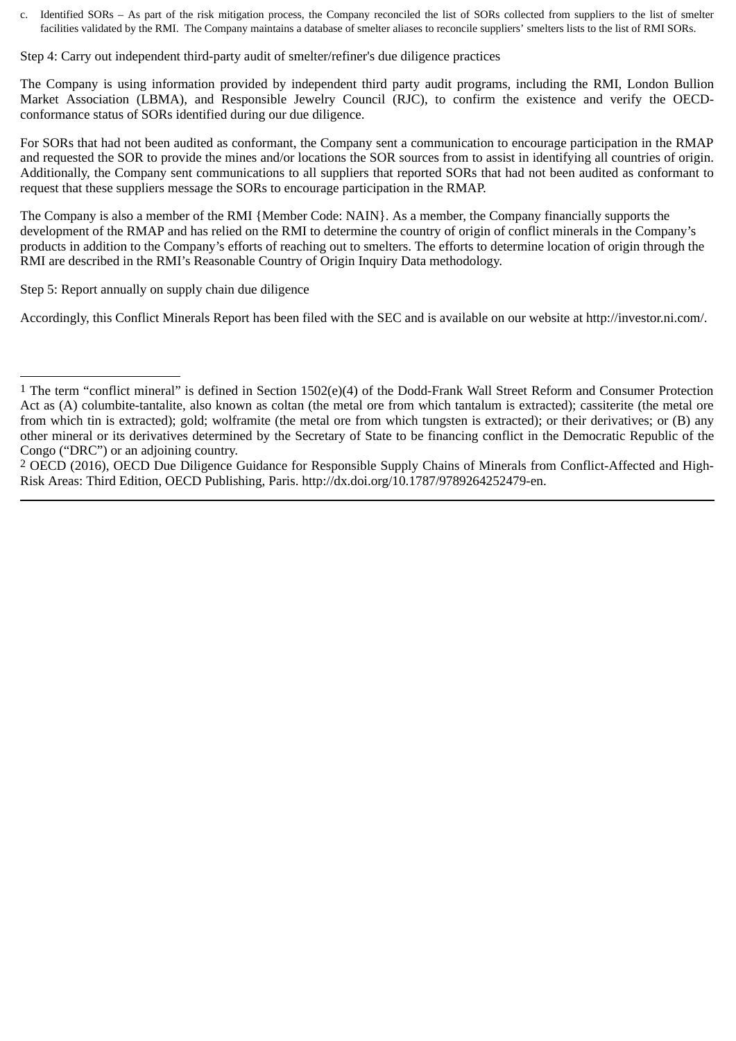c. Identified SORs – As part of the risk mitigation process, the Company reconciled the list of SORs collected from suppliers to the list of smelter facilities validated by the RMI. The Company maintains a database of smelter aliases to reconcile suppliers' smelters lists to the list of RMI SORs.

Step 4: Carry out independent third-party audit of smelter/refiner's due diligence practices

The Company is using information provided by independent third party audit programs, including the RMI, London Bullion Market Association (LBMA), and Responsible Jewelry Council (RJC), to confirm the existence and verify the OECD-conformance status of SORs identified during our due diligence.

For SORs that had not been audited as conformant, the Company sent a communication to encourage participation in the RMAP and requested the SOR to provide the mines and/or locations the SOR sources from to assist in identifying all countries of origin. Additionally, the Company sent communications to all suppliers that reported SORs that had not been audited as conformant to request that these suppliers message the SORs to encourage participation in the RMAP.

The Company is also a member of the RMI {Member Code: NAIN}. As a member, the Company financially supports the development of the RMAP and has relied on the RMI to determine the country of origin of conflict minerals in the Company's products in addition to the Company's efforts of reaching out to smelters. The efforts to determine location of origin through the RMI are described in the RMI's Reasonable Country of Origin Inquiry Data methodology.

Step 5: Report annually on supply chain due diligence

Accordingly, this Conflict Minerals Report has been filed with the SEC and is available on our website at http://investor.ni.com/.

---

[1] The term "conflict mineral" is defined in Section 1502(e)(4) of the Dodd-Frank Wall Street Reform and Consumer Protection Act as (A) columbite-tantalite, also known as coltan (the metal ore from which tantalum is extracted); cassiterite (the metal ore from which tin is extracted); gold; wolframite (the metal ore from which tungsten is extracted); or their derivatives; or (B) any other mineral or its derivatives determined by the Secretary of State to be financing conflict in the Democratic Republic of the Congo ("DRC") or an adjoining country.

[2] OECD (2016), OECD Due Diligence Guidance for Responsible Supply Chains of Minerals from Conflict-Affected and High-Risk Areas: Third Edition, OECD Publishing, Paris. http://dx.doi.org/10.1787/9789264252479-en.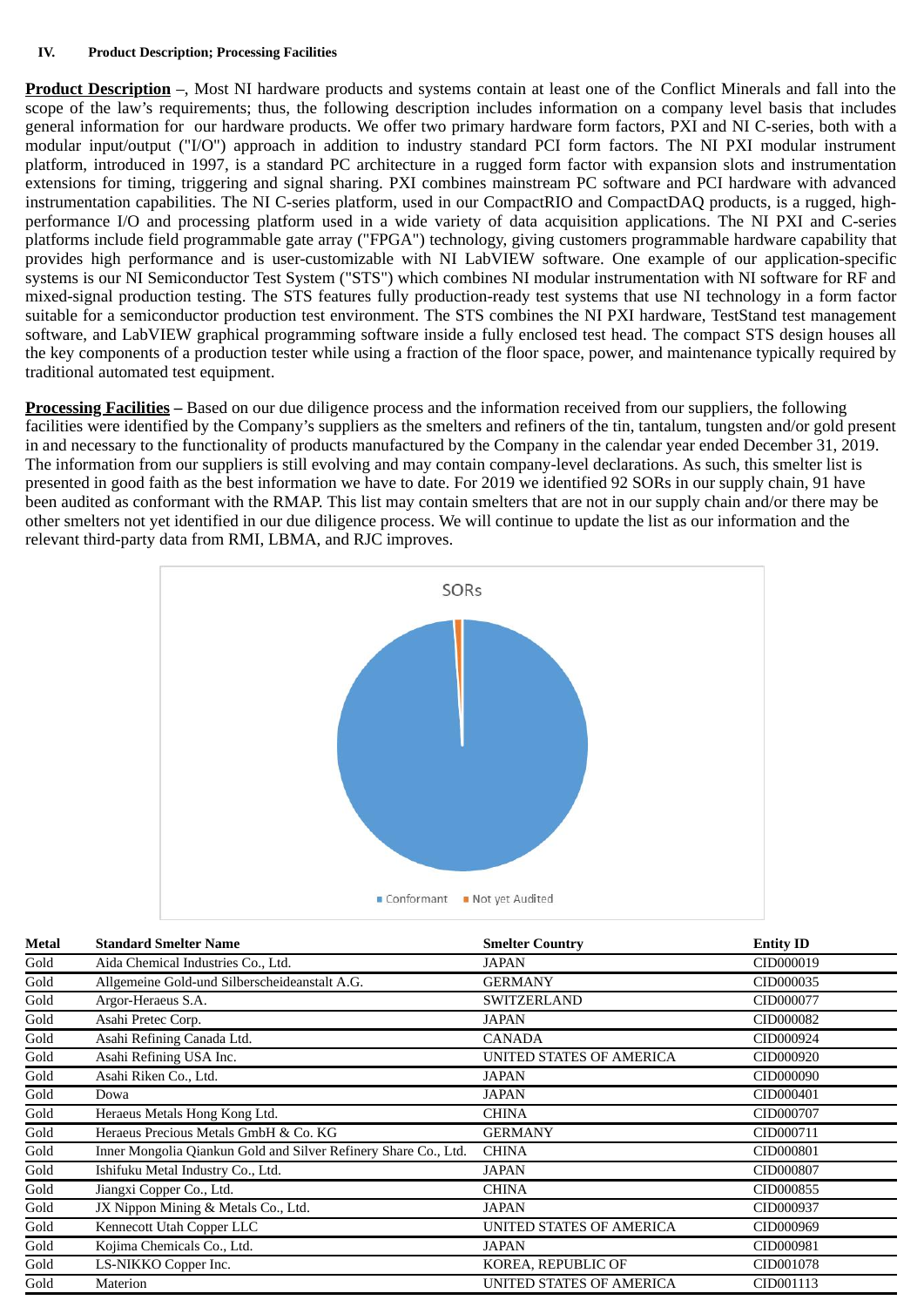**IV. Product Description; Processing Facilities**

**Product Description** –, Most NI hardware products and systems contain at least one of the Conflict Minerals and fall into the scope of the law's requirements; thus, the following description includes information on a company level basis that includes general information for our hardware products. We offer two primary hardware form factors, PXI and NI C-series, both with a modular input/output ("I/O") approach in addition to industry standard PCI form factors. The NI PXI modular instrument platform, introduced in 1997, is a standard PC architecture in a rugged form factor with expansion slots and instrumentation extensions for timing, triggering and signal sharing. PXI combines mainstream PC software and PCI hardware with advanced instrumentation capabilities. The NI C-series platform, used in our CompactRIO and CompactDAQ products, is a rugged, high-performance I/O and processing platform used in a wide variety of data acquisition applications. The NI PXI and C-series platforms include field programmable gate array ("FPGA") technology, giving customers programmable hardware capability that provides high performance and is user-customizable with NI LabVIEW software. One example of our application-specific systems is our NI Semiconductor Test System ("STS") which combines NI modular instrumentation with NI software for RF and mixed-signal production testing. The STS features fully production-ready test systems that use NI technology in a form factor suitable for a semiconductor production test environment. The STS combines the NI PXI hardware, TestStand test management software, and LabVIEW graphical programming software inside a fully enclosed test head. The compact STS design houses all the key components of a production tester while using a fraction of the floor space, power, and maintenance typically required by traditional automated test equipment.

**Processing Facilities** – Based on our due diligence process and the information received from our suppliers, the following facilities were identified by the Company's suppliers as the smelters and refiners of the tin, tantalum, tungsten and/or gold present in and necessary to the functionality of products manufactured by the Company in the calendar year ended December 31, 2019. The information from our suppliers is still evolving and may contain company-level declarations. As such, this smelter list is presented in good faith as the best information we have to date. For 2019 we identified 92 SORs in our supply chain, 91 have been audited as conformant with the RMAP. This list may contain smelters that are not in our supply chain and/or there may be other smelters not yet identified in our due diligence process. We will continue to update the list as our information and the relevant third-party data from RMI, LBMA, and RJC improves.

SORs

Conformant | Not yet Audited

| Metal | Standard Smelter Name | Smelter Country | Entity ID |
|---|---|---|---|
| Gold | Aida Chemical Industries Co., Ltd. | JAPAN | CID000019 |
| Gold | Allgemeine Gold-und Silberscheideanstalt A.G. | GERMANY | CID000035 |
| Gold | Argor-Heraeus S.A. | SWITZERLAND | CID000077 |
| Gold | Asahi Pretec Corp. | JAPAN | CID000082 |
| Gold | Asahi Refining Canada Ltd. | CANADA | CID000924 |
| Gold | Asahi Refining USA Inc. | UNITED STATES OF AMERICA | CID000920 |
| Gold | Asahi Riken Co., Ltd. | JAPAN | CID000090 |
| Gold | Dowa | JAPAN | CID000401 |
| Gold | Heraeus Metals Hong Kong Ltd. | CHINA | CID000707 |
| Gold | Heraeus Precious Metals GmbH & Co. KG | GERMANY | CID000711 |
| Gold | Inner Mongolia Qiankun Gold and Silver Refinery Share Co., Ltd. | CHINA | CID000801 |
| Gold | Ishifuku Metal Industry Co., Ltd. | JAPAN | CID000807 |
| Gold | Jiangxi Copper Co., Ltd. | CHINA | CID000855 |
| Gold | JX Nippon Mining & Metals Co., Ltd. | JAPAN | CID000937 |
| Gold | Kennecott Utah Copper LLC | UNITED STATES OF AMERICA | CID000969 |
| Gold | Kojima Chemicals Co., Ltd. | JAPAN | CID000981 |
| Gold | LS-NIKKO Copper Inc. | KOREA, REPUBLIC OF | CID001078 |
| Gold | Materion | UNITED STATES OF AMERICA | CID001113 |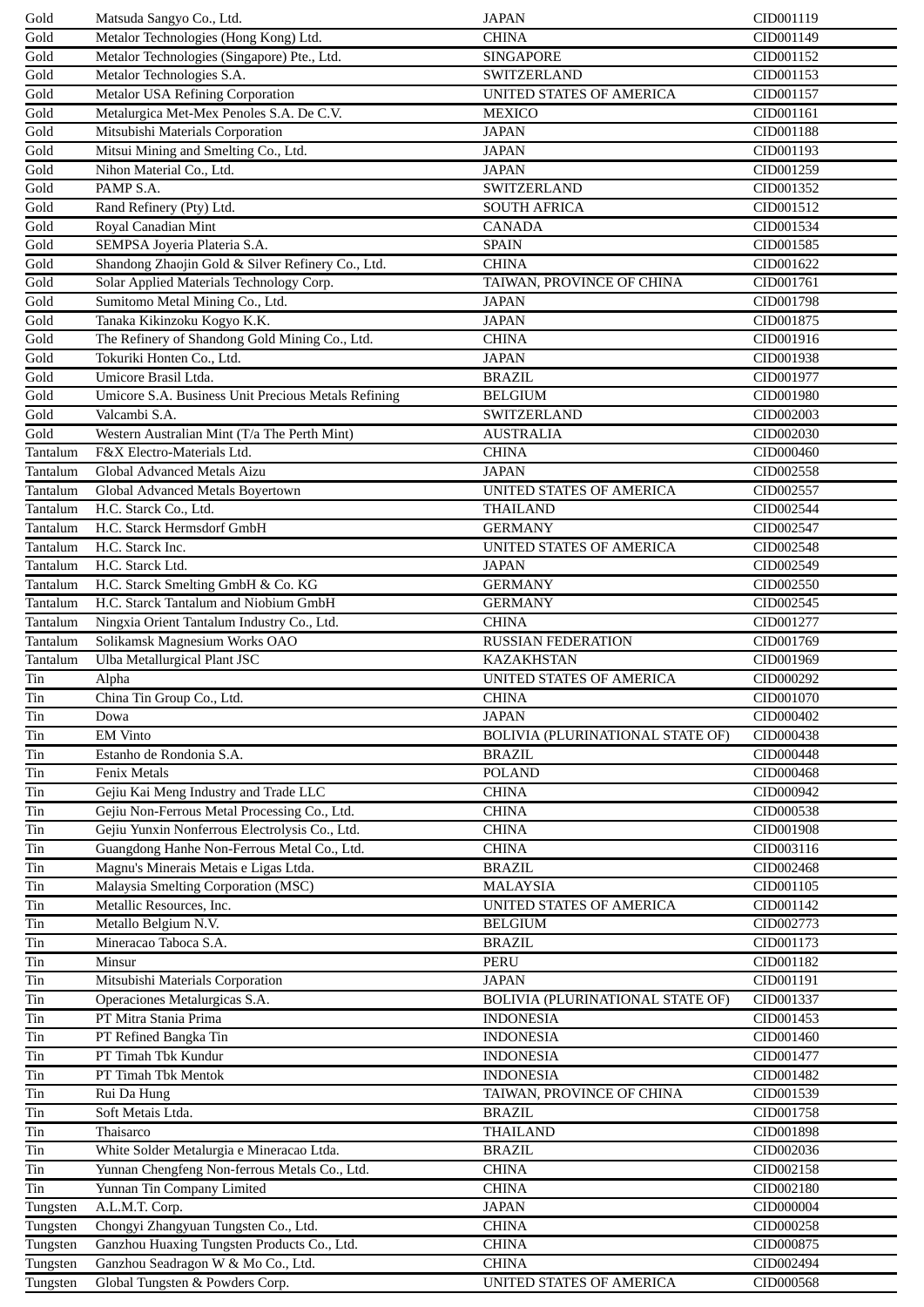| | | | |
|---|---|---|---|
| Gold | Matsuda Sangyo Co., Ltd. | JAPAN | CID001119 |
| Gold | Metalor Technologies (Hong Kong) Ltd. | CHINA | CID001149 |
| Gold | Metalor Technologies (Singapore) Pte., Ltd. | SINGAPORE | CID001152 |
| Gold | Metalor Technologies S.A. | SWITZERLAND | CID001153 |
| Gold | Metalor USA Refining Corporation | UNITED STATES OF AMERICA | CID001157 |
| Gold | Metalurgica Met-Mex Penoles S.A. De C.V. | MEXICO | CID001161 |
| Gold | Mitsubishi Materials Corporation | JAPAN | CID001188 |
| Gold | Mitsui Mining and Smelting Co., Ltd. | JAPAN | CID001193 |
| Gold | Nihon Material Co., Ltd. | JAPAN | CID001259 |
| Gold | PAMP S.A. | SWITZERLAND | CID001352 |
| Gold | Rand Refinery (Pty) Ltd. | SOUTH AFRICA | CID001512 |
| Gold | Royal Canadian Mint | CANADA | CID001534 |
| Gold | SEMPSA Joyeria Plateria S.A. | SPAIN | CID001585 |
| Gold | Shandong Zhaojin Gold & Silver Refinery Co., Ltd. | CHINA | CID001622 |
| Gold | Solar Applied Materials Technology Corp. | TAIWAN, PROVINCE OF CHINA | CID001761 |
| Gold | Sumitomo Metal Mining Co., Ltd. | JAPAN | CID001798 |
| Gold | Tanaka Kikinzoku Kogyo K.K. | JAPAN | CID001875 |
| Gold | The Refinery of Shandong Gold Mining Co., Ltd. | CHINA | CID001916 |
| Gold | Tokuriki Honten Co., Ltd. | JAPAN | CID001938 |
| Gold | Umicore Brasil Ltda. | BRAZIL | CID001977 |
| Gold | Umicore S.A. Business Unit Precious Metals Refining | BELGIUM | CID001980 |
| Gold | Valcambi S.A. | SWITZERLAND | CID002003 |
| Gold | Western Australian Mint (T/a The Perth Mint) | AUSTRALIA | CID002030 |
| Tantalum | F&X Electro-Materials Ltd. | CHINA | CID000460 |
| Tantalum | Global Advanced Metals Aizu | JAPAN | CID002558 |
| Tantalum | Global Advanced Metals Boyertown | UNITED STATES OF AMERICA | CID002557 |
| Tantalum | H.C. Starck Co., Ltd. | THAILAND | CID002544 |
| Tantalum | H.C. Starck Hermsdorf GmbH | GERMANY | CID002547 |
| Tantalum | H.C. Starck Inc. | UNITED STATES OF AMERICA | CID002548 |
| Tantalum | H.C. Starck Ltd. | JAPAN | CID002549 |
| Tantalum | H.C. Starck Smelting GmbH & Co. KG | GERMANY | CID002550 |
| Tantalum | H.C. Starck Tantalum and Niobium GmbH | GERMANY | CID002545 |
| Tantalum | Ningxia Orient Tantalum Industry Co., Ltd. | CHINA | CID001277 |
| Tantalum | Solikamsk Magnesium Works OAO | RUSSIAN FEDERATION | CID001769 |
| Tantalum | Ulba Metallurgical Plant JSC | KAZAKHSTAN | CID001969 |
| Tin | Alpha | UNITED STATES OF AMERICA | CID000292 |
| Tin | China Tin Group Co., Ltd. | CHINA | CID001070 |
| Tin | Dowa | JAPAN | CID000402 |
| Tin | EM Vinto | BOLIVIA (PLURINATIONAL STATE OF) | CID000438 |
| Tin | Estanho de Rondonia S.A. | BRAZIL | CID000448 |
| Tin | Fenix Metals | POLAND | CID000468 |
| Tin | Gejiu Kai Meng Industry and Trade LLC | CHINA | CID000942 |
| Tin | Gejiu Non-Ferrous Metal Processing Co., Ltd. | CHINA | CID000538 |
| Tin | Gejiu Yunxin Nonferrous Electrolysis Co., Ltd. | CHINA | CID001908 |
| Tin | Guangdong Hanhe Non-Ferrous Metal Co., Ltd. | CHINA | CID003116 |
| Tin | Magnu's Minerais Metais e Ligas Ltda. | BRAZIL | CID002468 |
| Tin | Malaysia Smelting Corporation (MSC) | MALAYSIA | CID001105 |
| Tin | Metallic Resources, Inc. | UNITED STATES OF AMERICA | CID001142 |
| Tin | Metallo Belgium N.V. | BELGIUM | CID002773 |
| Tin | Mineracao Taboca S.A. | BRAZIL | CID001173 |
| Tin | Minsur | PERU | CID001182 |
| Tin | Mitsubishi Materials Corporation | JAPAN | CID001191 |
| Tin | Operaciones Metalurgicas S.A. | BOLIVIA (PLURINATIONAL STATE OF) | CID001337 |
| Tin | PT Mitra Stania Prima | INDONESIA | CID001453 |
| Tin | PT Refined Bangka Tin | INDONESIA | CID001460 |
| Tin | PT Timah Tbk Kundur | INDONESIA | CID001477 |
| Tin | PT Timah Tbk Mentok | INDONESIA | CID001482 |
| Tin | Rui Da Hung | TAIWAN, PROVINCE OF CHINA | CID001539 |
| Tin | Soft Metais Ltda. | BRAZIL | CID001758 |
| Tin | Thaisarco | THAILAND | CID001898 |
| Tin | White Solder Metalurgia e Mineracao Ltda. | BRAZIL | CID002036 |
| Tin | Yunnan Chengfeng Non-ferrous Metals Co., Ltd. | CHINA | CID002158 |
| Tin | Yunnan Tin Company Limited | CHINA | CID002180 |
| Tungsten | A.L.M.T. Corp. | JAPAN | CID000004 |
| Tungsten | Chongyi Zhangyuan Tungsten Co., Ltd. | CHINA | CID000258 |
| Tungsten | Ganzhou Huaxing Tungsten Products Co., Ltd. | CHINA | CID000875 |
| Tungsten | Ganzhou Seadragon W & Mo Co., Ltd. | CHINA | CID002494 |
| Tungsten | Global Tungsten & Powders Corp. | UNITED STATES OF AMERICA | CID000568 |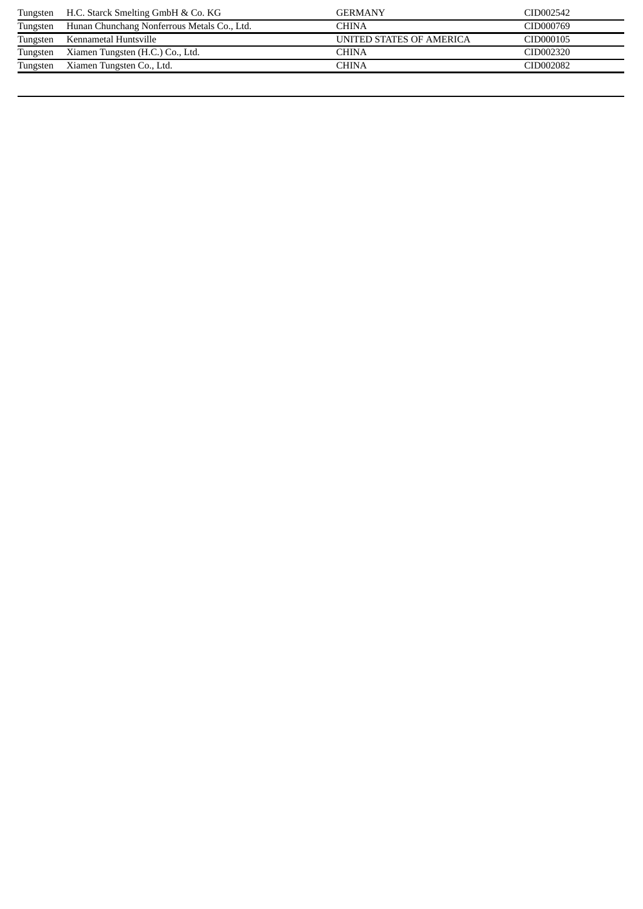| | | | |
|---|---|---|---|
| Tungsten | H.C. Starck Smelting GmbH & Co. KG | GERMANY | CID002542 |
| Tungsten | Hunan Chunchang Nonferrous Metals Co., Ltd. | CHINA | CID000769 |
| Tungsten | Kennametal Huntsville | UNITED STATES OF AMERICA | CID000105 |
| Tungsten | Xiamen Tungsten (H.C.) Co., Ltd. | CHINA | CID002320 |
| Tungsten | Xiamen Tungsten Co., Ltd. | CHINA | CID002082 |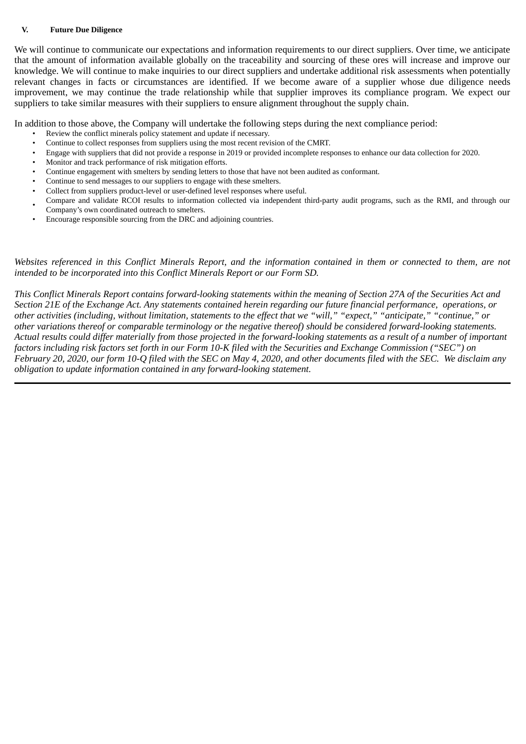## V. Future Due Diligence

We will continue to communicate our expectations and information requirements to our direct suppliers. Over time, we anticipate that the amount of information available globally on the traceability and sourcing of these ores will increase and improve our knowledge. We will continue to make inquiries to our direct suppliers and undertake additional risk assessments when potentially relevant changes in facts or circumstances are identified. If we become aware of a supplier whose due diligence needs improvement, we may continue the trade relationship while that supplier improves its compliance program. We expect our suppliers to take similar measures with their suppliers to ensure alignment throughout the supply chain.

In addition to those above, the Company will undertake the following steps during the next compliance period:

- Review the conflict minerals policy statement and update if necessary.
- Continue to collect responses from suppliers using the most recent revision of the CMRT.
- Engage with suppliers that did not provide a response in 2019 or provided incomplete responses to enhance our data collection for 2020.
- Monitor and track performance of risk mitigation efforts.
- Continue engagement with smelters by sending letters to those that have not been audited as conformant.
- Continue to send messages to our suppliers to engage with these smelters.
- Collect from suppliers product-level or user-defined level responses where useful.
- Compare and validate RCOI results to information collected via independent third-party audit programs, such as the RMI, and through our Company's own coordinated outreach to smelters.
- Encourage responsible sourcing from the DRC and adjoining countries.

*Websites referenced in this Conflict Minerals Report, and the information contained in them or connected to them, are not intended to be incorporated into this Conflict Minerals Report or our Form SD.*

*This Conflict Minerals Report contains forward-looking statements within the meaning of Section 27A of the Securities Act and Section 21E of the Exchange Act. Any statements contained herein regarding our future financial performance, operations, or other activities (including, without limitation, statements to the effect that we "will," "expect," "anticipate," "continue," or other variations thereof or comparable terminology or the negative thereof) should be considered forward-looking statements. Actual results could differ materially from those projected in the forward-looking statements as a result of a number of important factors including risk factors set forth in our Form 10-K filed with the Securities and Exchange Commission ("SEC") on February 20, 2020, our form 10-Q filed with the SEC on May 4, 2020, and other documents filed with the SEC. We disclaim any obligation to update information contained in any forward-looking statement.*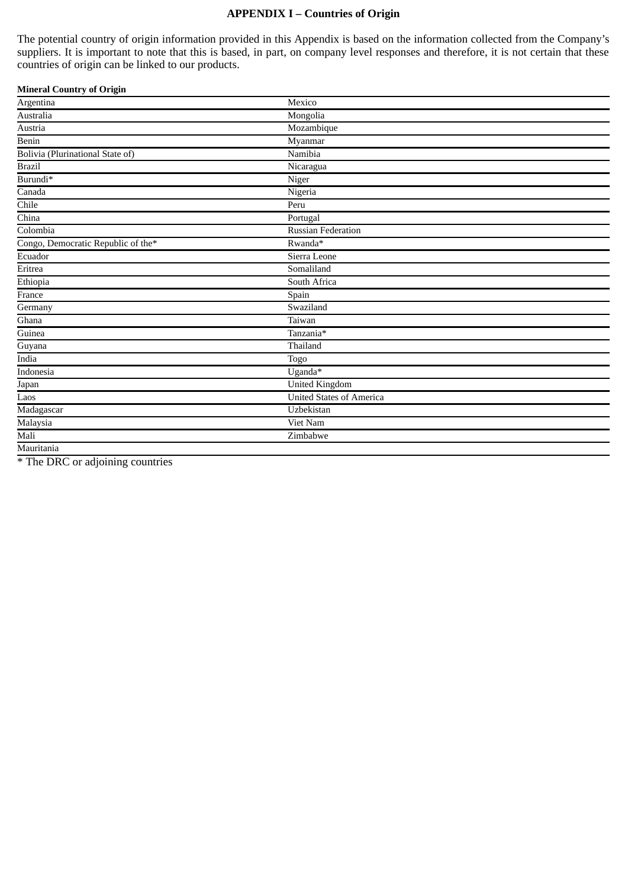**APPENDIX I – Countries of Origin**

The potential country of origin information provided in this Appendix is based on the information collected from the Company's suppliers. It is important to note that this is based, in part, on company level responses and therefore, it is not certain that these countries of origin can be linked to our products.

**Mineral Country of Origin**

| | |
|---|---|
| Argentina | Mexico |
| Australia | Mongolia |
| Austria | Mozambique |
| Benin | Myanmar |
| Bolivia (Plurinational State of) | Namibia |
| Brazil | Nicaragua |
| Burundi* | Niger |
| Canada | Nigeria |
| Chile | Peru |
| China | Portugal |
| Colombia | Russian Federation |
| Congo, Democratic Republic of the* | Rwanda* |
| Ecuador | Sierra Leone |
| Eritrea | Somaliland |
| Ethiopia | South Africa |
| France | Spain |
| Germany | Swaziland |
| Ghana | Taiwan |
| Guinea | Tanzania* |
| Guyana | Thailand |
| India | Togo |
| Indonesia | Uganda* |
| Japan | United Kingdom |
| Laos | United States of America |
| Madagascar | Uzbekistan |
| Malaysia | Viet Nam |
| Mali | Zimbabwe |
| Mauritania | |

* The DRC or adjoining countries